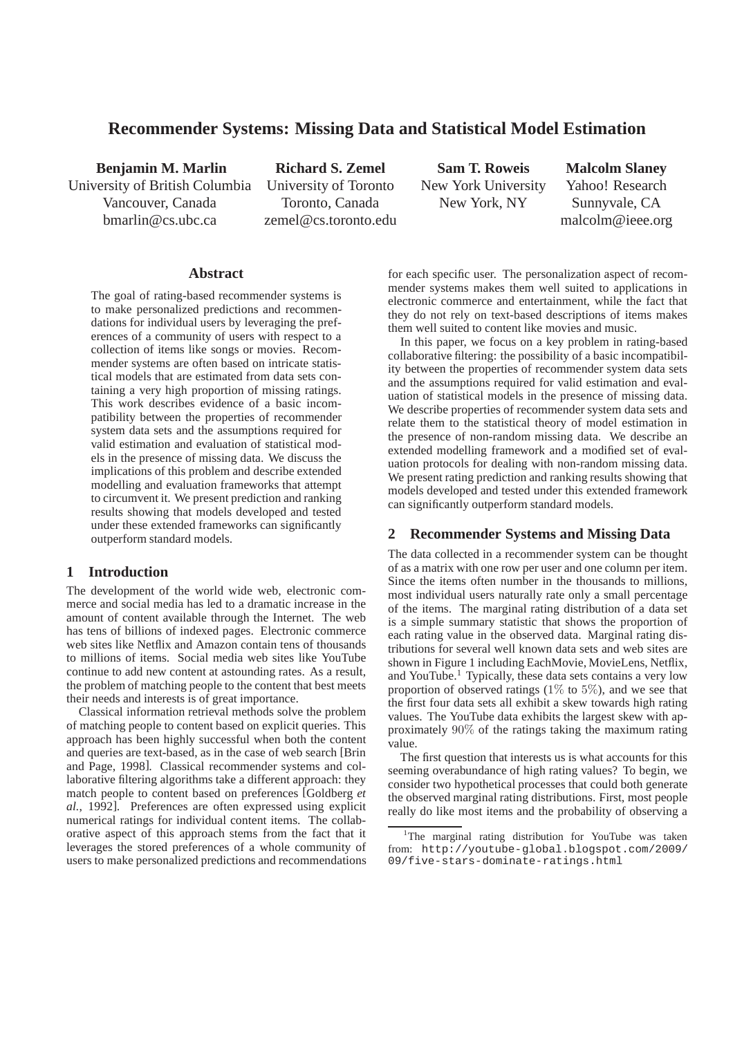# Recommender Systems: Missing Data and Statistical Model Estimation

**Benjamin M. Marlin**
University of British Columbia
Vancouver, Canada
bmarlin@cs.ubc.ca

**Richard S. Zemel**
University of Toronto
Toronto, Canada
zemel@cs.toronto.edu

**Sam T. Roweis**
New York University
New York, NY

**Malcolm Slaney**
Yahoo! Research
Sunnyvale, CA
malcolm@ieee.org

## Abstract

The goal of rating-based recommender systems is to make personalized predictions and recommendations for individual users by leveraging the preferences of a community of users with respect to a collection of items like songs or movies. Recommender systems are often based on intricate statistical models that are estimated from data sets containing a very high proportion of missing ratings. This work describes evidence of a basic incompatibility between the properties of recommender system data sets and the assumptions required for valid estimation and evaluation of statistical models in the presence of missing data. We discuss the implications of this problem and describe extended modelling and evaluation frameworks that attempt to circumvent it. We present prediction and ranking results showing that models developed and tested under these extended frameworks can significantly outperform standard models.

## 1 Introduction

The development of the world wide web, electronic commerce and social media has led to a dramatic increase in the amount of content available through the Internet. The web has tens of billions of indexed pages. Electronic commerce web sites like Netflix and Amazon contain tens of thousands to millions of items. Social media web sites like YouTube continue to add new content at astounding rates. As a result, the problem of matching people to the content that best meets their needs and interests is of great importance.

Classical information retrieval methods solve the problem of matching people to content based on explicit queries. This approach has been highly successful when both the content and queries are text-based, as in the case of web search [Brin and Page, 1998]. Classical recommender systems and collaborative filtering algorithms take a different approach: they match people to content based on preferences [Goldberg *et al.*, 1992]. Preferences are often expressed using explicit numerical ratings for individual content items. The collaborative aspect of this approach stems from the fact that it leverages the stored preferences of a whole community of users to make personalized predictions and recommendations for each specific user. The personalization aspect of recommender systems makes them well suited to applications in electronic commerce and entertainment, while the fact that they do not rely on text-based descriptions of items makes them well suited to content like movies and music.

In this paper, we focus on a key problem in rating-based collaborative filtering: the possibility of a basic incompatibility between the properties of recommender system data sets and the assumptions required for valid estimation and evaluation of statistical models in the presence of missing data. We describe properties of recommender system data sets and relate them to the statistical theory of model estimation in the presence of non-random missing data. We describe an extended modelling framework and a modified set of evaluation protocols for dealing with non-random missing data. We present rating prediction and ranking results showing that models developed and tested under this extended framework can significantly outperform standard models.

## 2 Recommender Systems and Missing Data

The data collected in a recommender system can be thought of as a matrix with one row per user and one column per item. Since the items often number in the thousands to millions, most individual users naturally rate only a small percentage of the items. The marginal rating distribution of a data set is a simple summary statistic that shows the proportion of each rating value in the observed data. Marginal rating distributions for several well known data sets and web sites are shown in Figure 1 including EachMovie, MovieLens, Netflix, and YouTube.[1] Typically, these data sets contains a very low proportion of observed ratings ($1\%$ to $5\%$), and we see that the first four data sets all exhibit a skew towards high rating values. The YouTube data exhibits the largest skew with approximately $90\%$ of the ratings taking the maximum rating value.

The first question that interests us is what accounts for this seeming overabundance of high rating values? To begin, we consider two hypothetical processes that could both generate the observed marginal rating distributions. First, most people really do like most items and the probability of observing a

[1] The marginal rating distribution for YouTube was taken from: http://youtube-global.blogspot.com/2009/09/five-stars-dominate-ratings.html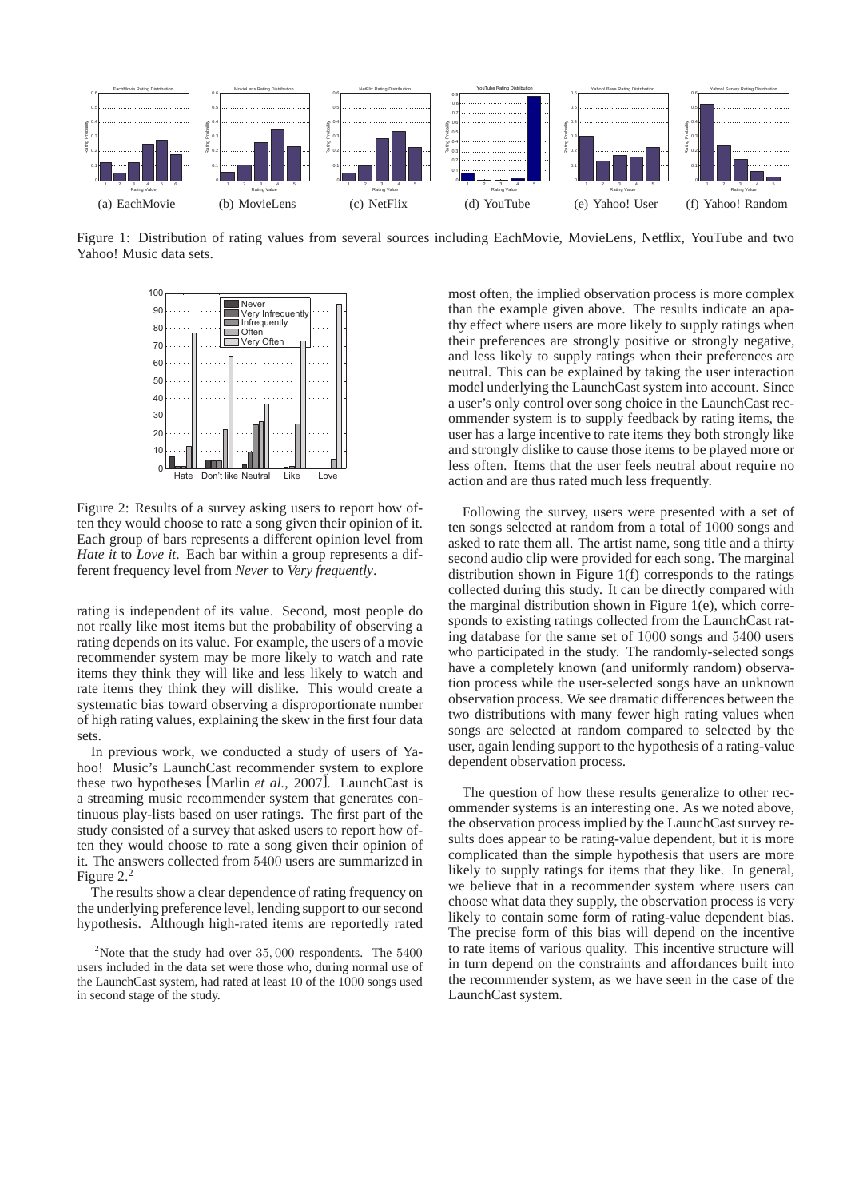Figure 1: Distribution of rating values from several sources including EachMovie, MovieLens, Netflix, YouTube and two Yahoo! Music data sets.

(a) EachMovie (b) MovieLens (c) NetFlix (d) YouTube (e) Yahoo! User (f) Yahoo! Random

Figure 2: Results of a survey asking users to report how often they would choose to rate a song given their opinion of it. Each group of bars represents a different opinion level from *Hate it* to *Love it*. Each bar within a group represents a different frequency level from *Never* to *Very frequently*.

rating is independent of its value. Second, most people do not really like most items but the probability of observing a rating depends on its value. For example, the users of a movie recommender system may be more likely to watch and rate items they think they will like and less likely to watch and rate items they think they will dislike. This would create a systematic bias toward observing a disproportionate number of high rating values, explaining the skew in the first four data sets.

In previous work, we conducted a study of users of Yahoo! Music's LaunchCast recommender system to explore these two hypotheses [Marlin *et al.*, 2007]. LaunchCast is a streaming music recommender system that generates continuous play-lists based on user ratings. The first part of the study consisted of a survey that asked users to report how often they would choose to rate a song given their opinion of it. The answers collected from 5400 users are summarized in Figure 2.[2]

The results show a clear dependence of rating frequency on the underlying preference level, lending support to our second hypothesis. Although high-rated items are reportedly rated most often, the implied observation process is more complex than the example given above. The results indicate an apathy effect where users are more likely to supply ratings when their preferences are strongly positive or strongly negative, and less likely to supply ratings when their preferences are neutral. This can be explained by taking the user interaction model underlying the LaunchCast system into account. Since a user's only control over song choice in the LaunchCast recommender system is to supply feedback by rating items, the user has a large incentive to rate items they both strongly like and strongly dislike to cause those items to be played more or less often. Items that the user feels neutral about require no action and are thus rated much less frequently.

Following the survey, users were presented with a set of ten songs selected at random from a total of 1000 songs and asked to rate them all. The artist name, song title and a thirty second audio clip were provided for each song. The marginal distribution shown in Figure 1(f) corresponds to the ratings collected during this study. It can be directly compared with the marginal distribution shown in Figure 1(e), which corresponds to existing ratings collected from the LaunchCast rating database for the same set of 1000 songs and 5400 users who participated in the study. The randomly-selected songs have a completely known (and uniformly random) observation process while the user-selected songs have an unknown observation process. We see dramatic differences between the two distributions with many fewer high rating values when songs are selected at random compared to selected by the user, again lending support to the hypothesis of a rating-value dependent observation process.

The question of how these results generalize to other recommender systems is an interesting one. As we noted above, the observation process implied by the LaunchCast survey results does appear to be rating-value dependent, but it is more complicated than the simple hypothesis that users are more likely to supply ratings for items that they like. In general, we believe that in a recommender system where users can choose what data they supply, the observation process is very likely to contain some form of rating-value dependent bias. The precise form of this bias will depend on the incentive to rate items of various quality. This incentive structure will in turn depend on the constraints and affordances built into the recommender system, as we have seen in the case of the LaunchCast system.

[2] Note that the study had over 35,000 respondents. The 5400 users included in the data set were those who, during normal use of the LaunchCast system, had rated at least 10 of the 1000 songs used in second stage of the study.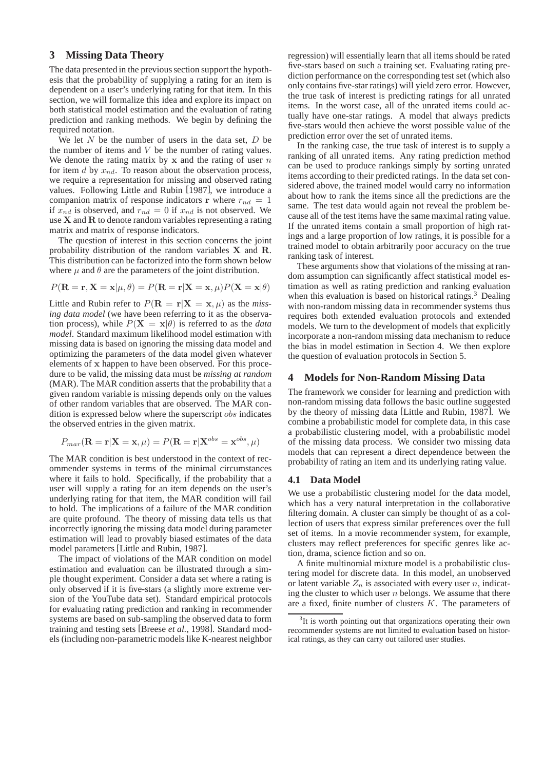## 3 Missing Data Theory

The data presented in the previous section support the hypothesis that the probability of supplying a rating for an item is dependent on a user's underlying rating for that item. In this section, we will formalize this idea and explore its impact on both statistical model estimation and the evaluation of rating prediction and ranking methods. We begin by defining the required notation.

We let $N$ be the number of users in the data set, $D$ be the number of items and $V$ be the number of rating values. We denote the rating matrix by $\mathbf{x}$ and the rating of user $n$ for item $d$ by $x_{nd}$. To reason about the observation process, we require a representation for missing and observed rating values. Following Little and Rubin [1987], we introduce a companion matrix of response indicators $\mathbf{r}$ where $r_{nd} = 1$ if $x_{nd}$ is observed, and $r_{nd} = 0$ if $x_{nd}$ is not observed. We use $\mathbf{X}$ and $\mathbf{R}$ to denote random variables representing a rating matrix and matrix of response indicators.

The question of interest in this section concerns the joint probability distribution of the random variables $\mathbf{X}$ and $\mathbf{R}$. This distribution can be factorized into the form shown below where $\mu$ and $\theta$ are the parameters of the joint distribution.

$$P(\mathbf{R} = \mathbf{r}, \mathbf{X} = \mathbf{x}|\mu, \theta) = P(\mathbf{R} = \mathbf{r}|\mathbf{X} = \mathbf{x}, \mu)P(\mathbf{X} = \mathbf{x}|\theta)$$

Little and Rubin refer to $P(\mathbf{R} = \mathbf{r}|\mathbf{X} = \mathbf{x}, \mu)$ as the *missing data model* (we have been referring to it as the observation process), while $P(\mathbf{X} = \mathbf{x}|\theta)$ is referred to as the *data model*. Standard maximum likelihood model estimation with missing data is based on ignoring the missing data model and optimizing the parameters of the data model given whatever elements of $\mathbf{x}$ happen to have been observed. For this procedure to be valid, the missing data must be *missing at random* (MAR). The MAR condition asserts that the probability that a given random variable is missing depends only on the values of other random variables that are observed. The MAR condition is expressed below where the superscript $obs$ indicates the observed entries in the given matrix.

$$P_{mar}(\mathbf{R} = \mathbf{r}|\mathbf{X} = \mathbf{x}, \mu) = P(\mathbf{R} = \mathbf{r}|\mathbf{X}^{obs} = \mathbf{x}^{obs}, \mu)$$

The MAR condition is best understood in the context of recommender systems in terms of the minimal circumstances where it fails to hold. Specifically, if the probability that a user will supply a rating for an item depends on the user's underlying rating for that item, the MAR condition will fail to hold. The implications of a failure of the MAR condition are quite profound. The theory of missing data tells us that incorrectly ignoring the missing data model during parameter estimation will lead to provably biased estimates of the data model parameters [Little and Rubin, 1987].

The impact of violations of the MAR condition on model estimation and evaluation can be illustrated through a simple thought experiment. Consider a data set where a rating is only observed if it is five-stars (a slightly more extreme version of the YouTube data set). Standard empirical protocols for evaluating rating prediction and ranking in recommender systems are based on sub-sampling the observed data to form training and testing sets [Breese *et al.*, 1998]. Standard models (including non-parametric models like K-nearest neighbor regression) will essentially learn that all items should be rated five-stars based on such a training set. Evaluating rating prediction performance on the corresponding test set (which also only contains five-star ratings) will yield zero error. However, the true task of interest is predicting ratings for all unrated items. In the worst case, all of the unrated items could actually have one-star ratings. A model that always predicts five-stars would then achieve the worst possible value of the prediction error over the set of unrated items.

In the ranking case, the true task of interest is to supply a ranking of all unrated items. Any rating prediction method can be used to produce rankings simply by sorting unrated items according to their predicted ratings. In the data set considered above, the trained model would carry no information about how to rank the items since all the predictions are the same. The test data would again not reveal the problem because all of the test items have the same maximal rating value. If the unrated items contain a small proportion of high ratings and a large proportion of low ratings, it is possible for a trained model to obtain arbitrarily poor accuracy on the true ranking task of interest.

These arguments show that violations of the missing at random assumption can significantly affect statistical model estimation as well as rating prediction and ranking evaluation when this evaluation is based on historical ratings.[3] Dealing with non-random missing data in recommender systems thus requires both extended evaluation protocols and extended models. We turn to the development of models that explicitly incorporate a non-random missing data mechanism to reduce the bias in model estimation in Section 4. We then explore the question of evaluation protocols in Section 5.

## 4 Models for Non-Random Missing Data

The framework we consider for learning and prediction with non-random missing data follows the basic outline suggested by the theory of missing data [Little and Rubin, 1987]. We combine a probabilistic model for complete data, in this case a probabilistic clustering model, with a probabilistic model of the missing data process. We consider two missing data models that can represent a direct dependence between the probability of rating an item and its underlying rating value.

### 4.1 Data Model

We use a probabilistic clustering model for the data model, which has a very natural interpretation in the collaborative filtering domain. A cluster can simply be thought of as a collection of users that express similar preferences over the full set of items. In a movie recommender system, for example, clusters may reflect preferences for specific genres like action, drama, science fiction and so on.

A finite multinomial mixture model is a probabilistic clustering model for discrete data. In this model, an unobserved or latent variable $Z_n$ is associated with every user $n$, indicating the cluster to which user $n$ belongs. We assume that there are a fixed, finite number of clusters $K$. The parameters of

[3] It is worth pointing out that organizations operating their own recommender systems are not limited to evaluation based on historical ratings, as they can carry out tailored user studies.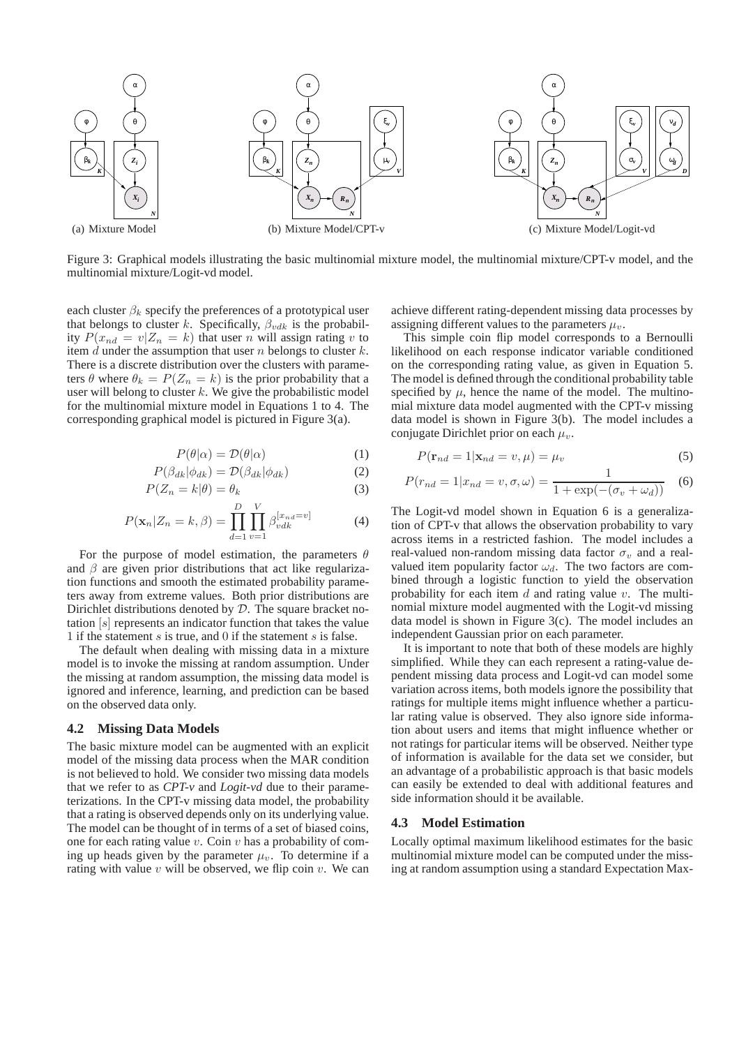(a) Mixture Model

(b) Mixture Model/CPT-v

(c) Mixture Model/Logit-vd

Figure 3: Graphical models illustrating the basic multinomial mixture model, the multinomial mixture/CPT-v model, and the multinomial mixture/Logit-vd model.

each cluster $\beta_k$ specify the preferences of a prototypical user that belongs to cluster $k$. Specifically, $\beta_{vdk}$ is the probability $P(x_{nd} = v|Z_n = k)$ that user $n$ will assign rating $v$ to item $d$ under the assumption that user $n$ belongs to cluster $k$. There is a discrete distribution over the clusters with parameters $\theta$ where $\theta_k = P(Z_n = k)$ is the prior probability that a user will belong to cluster $k$. We give the probabilistic model for the multinomial mixture model in Equations 1 to 4. The corresponding graphical model is pictured in Figure 3(a).

$$P(\theta|\alpha) = \mathcal{D}(\theta|\alpha) \quad (1)$$

$$P(\beta_{dk}|\phi_{dk}) = \mathcal{D}(\beta_{dk}|\phi_{dk}) \quad (2)$$

$$P(Z_n = k|\theta) = \theta_k \quad (3)$$

$$P(\mathbf{x}_n|Z_n = k, \beta) = \prod_{d=1}^{D}\prod_{v=1}^{V} \beta_{vdk}^{[x_{nd}=v]} \quad (4)$$

For the purpose of model estimation, the parameters $\theta$ and $\beta$ are given prior distributions that act like regularization functions and smooth the estimated probability parameters away from extreme values. Both prior distributions are Dirichlet distributions denoted by $\mathcal{D}$. The square bracket notation $[s]$ represents an indicator function that takes the value 1 if the statement $s$ is true, and 0 if the statement $s$ is false.

The default when dealing with missing data in a mixture model is to invoke the missing at random assumption. Under the missing at random assumption, the missing data model is ignored and inference, learning, and prediction can be based on the observed data only.

### 4.2 Missing Data Models

The basic mixture model can be augmented with an explicit model of the missing data process when the MAR condition is not believed to hold. We consider two missing data models that we refer to as *CPT-v* and *Logit-vd* due to their parameterizations. In the CPT-v missing data model, the probability that a rating is observed depends only on its underlying value. The model can be thought of in terms of a set of biased coins, one for each rating value $v$. Coin $v$ has a probability of coming up heads given by the parameter $\mu_v$. To determine if a rating with value $v$ will be observed, we flip coin $v$. We can achieve different rating-dependent missing data processes by assigning different values to the parameters $\mu_v$.

This simple coin flip model corresponds to a Bernoulli likelihood on each response indicator variable conditioned on the corresponding rating value, as given in Equation 5. The model is defined through the conditional probability table specified by $\mu$, hence the name of the model. The multinomial mixture data model augmented with the CPT-v missing data model is shown in Figure 3(b). The model includes a conjugate Dirichlet prior on each $\mu_v$.

$$P(\mathbf{r}_{nd} = 1|\mathbf{x}_{nd} = v, \mu) = \mu_v \quad (5)$$

$$P(r_{nd} = 1|x_{nd} = v, \sigma, \omega) = \frac{1}{1 + \exp(-(\sigma_v + \omega_d))} \quad (6)$$

The Logit-vd model shown in Equation 6 is a generalization of CPT-v that allows the observation probability to vary across items in a restricted fashion. The model includes a real-valued non-random missing data factor $\sigma_v$ and a real-valued item popularity factor $\omega_d$. The two factors are combined through a logistic function to yield the observation probability for each item $d$ and rating value $v$. The multinomial mixture model augmented with the Logit-vd missing data model is shown in Figure 3(c). The model includes an independent Gaussian prior on each parameter.

It is important to note that both of these models are highly simplified. While they can each represent a rating-value dependent missing data process and Logit-vd can model some variation across items, both models ignore the possibility that ratings for multiple items might influence whether a particular rating value is observed. They also ignore side information about users and items that might influence whether or not ratings for particular items will be observed. Neither type of information is available for the data set we consider, but an advantage of a probabilistic approach is that basic models can easily be extended to deal with additional features and side information should it be available.

### 4.3 Model Estimation

Locally optimal maximum likelihood estimates for the basic multinomial mixture model can be computed under the missing at random assumption using a standard Expectation Max-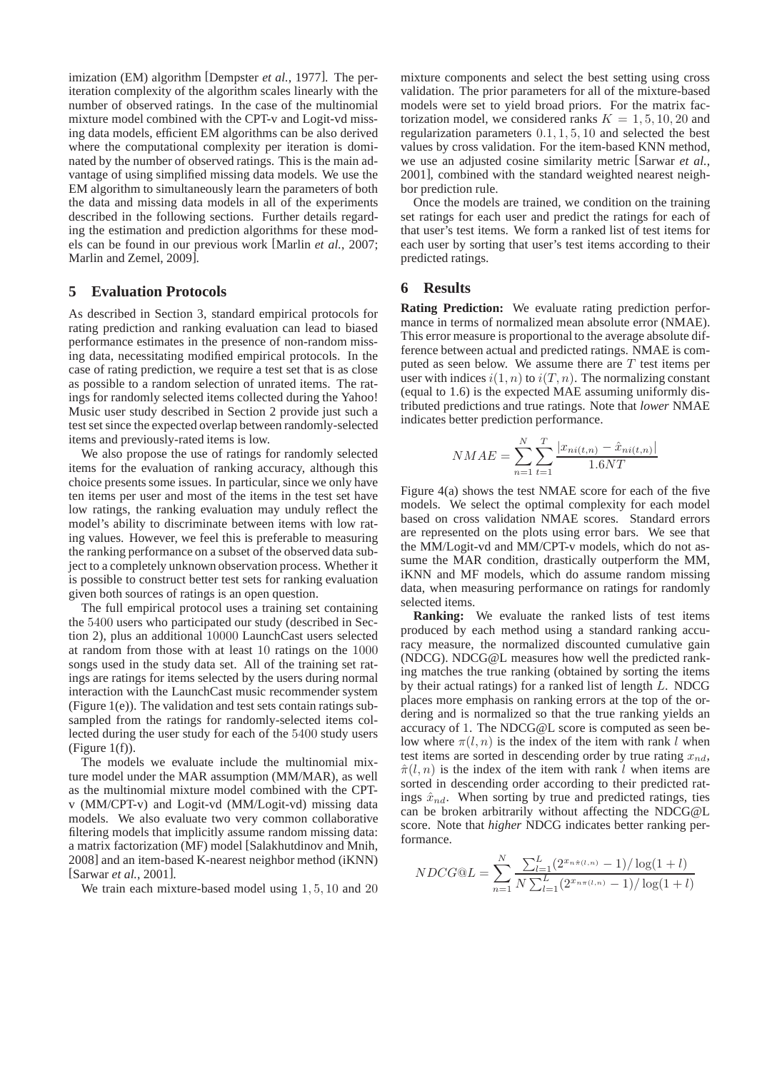imization (EM) algorithm [Dempster *et al.*, 1977]. The per-iteration complexity of the algorithm scales linearly with the number of observed ratings. In the case of the multinomial mixture model combined with the CPT-v and Logit-vd missing data models, efficient EM algorithms can be also derived where the computational complexity per iteration is dominated by the number of observed ratings. This is the main advantage of using simplified missing data models. We use the EM algorithm to simultaneously learn the parameters of both the data and missing data models in all of the experiments described in the following sections. Further details regarding the estimation and prediction algorithms for these models can be found in our previous work [Marlin *et al.*, 2007; Marlin and Zemel, 2009].

## 5 Evaluation Protocols

As described in Section 3, standard empirical protocols for rating prediction and ranking evaluation can lead to biased performance estimates in the presence of non-random missing data, necessitating modified empirical protocols. In the case of rating prediction, we require a test set that is as close as possible to a random selection of unrated items. The ratings for randomly selected items collected during the Yahoo! Music user study described in Section 2 provide just such a test set since the expected overlap between randomly-selected items and previously-rated items is low.

We also propose the use of ratings for randomly selected items for the evaluation of ranking accuracy, although this choice presents some issues. In particular, since we only have ten items per user and most of the items in the test set have low ratings, the ranking evaluation may unduly reflect the model's ability to discriminate between items with low rating values. However, we feel this is preferable to measuring the ranking performance on a subset of the observed data subject to a completely unknown observation process. Whether it is possible to construct better test sets for ranking evaluation given both sources of ratings is an open question.

The full empirical protocol uses a training set containing the 5400 users who participated our study (described in Section 2), plus an additional 10000 LaunchCast users selected at random from those with at least 10 ratings on the 1000 songs used in the study data set. All of the training set ratings are ratings for items selected by the users during normal interaction with the LaunchCast music recommender system (Figure 1(e)). The validation and test sets contain ratings subsampled from the ratings for randomly-selected items collected during the user study for each of the 5400 study users (Figure 1(f)).

The models we evaluate include the multinomial mixture model under the MAR assumption (MM/MAR), as well as the multinomial mixture model combined with the CPT-v (MM/CPT-v) and Logit-vd (MM/Logit-vd) missing data models. We also evaluate two very common collaborative filtering models that implicitly assume random missing data: a matrix factorization (MF) model [Salakhutdinov and Mnih, 2008] and an item-based K-nearest neighbor method (iKNN) [Sarwar *et al.*, 2001].

We train each mixture-based model using 1, 5, 10 and 20 mixture components and select the best setting using cross validation. The prior parameters for all of the mixture-based models were set to yield broad priors. For the matrix factorization model, we considered ranks $K = 1, 5, 10, 20$ and regularization parameters $0.1, 1, 5, 10$ and selected the best values by cross validation. For the item-based KNN method, we use an adjusted cosine similarity metric [Sarwar *et al.*, 2001], combined with the standard weighted nearest neighbor prediction rule.

Once the models are trained, we condition on the training set ratings for each user and predict the ratings for each of that user's test items. We form a ranked list of test items for each user by sorting that user's test items according to their predicted ratings.

## 6 Results

**Rating Prediction:** We evaluate rating prediction performance in terms of normalized mean absolute error (NMAE). This error measure is proportional to the average absolute difference between actual and predicted ratings. NMAE is computed as seen below. We assume there are $T$ test items per user with indices $i(1, n)$ to $i(T, n)$. The normalizing constant (equal to 1.6) is the expected MAE assuming uniformly distributed predictions and true ratings. Note that *lower* NMAE indicates better prediction performance.

$$NMAE = \sum_{n=1}^{N} \sum_{t=1}^{T} \frac{|x_{ni(t,n)} - \hat{x}_{ni(t,n)}|}{1.6NT}$$

Figure 4(a) shows the test NMAE score for each of the five models. We select the optimal complexity for each model based on cross validation NMAE scores. Standard errors are represented on the plots using error bars. We see that the MM/Logit-vd and MM/CPT-v models, which do not assume the MAR condition, drastically outperform the MM, iKNN and MF models, which do assume random missing data, when measuring performance on ratings for randomly selected items.

**Ranking:** We evaluate the ranked lists of test items produced by each method using a standard ranking accuracy measure, the normalized discounted cumulative gain (NDCG). NDCG@L measures how well the predicted ranking matches the true ranking (obtained by sorting the items by their actual ratings) for a ranked list of length $L$. NDCG places more emphasis on ranking errors at the top of the ordering and is normalized so that the true ranking yields an accuracy of 1. The NDCG@L score is computed as seen below where $\pi(l, n)$ is the index of the item with rank $l$ when test items are sorted in descending order by true rating $x_{nd}$, $\hat{\pi}(l, n)$ is the index of the item with rank $l$ when items are sorted in descending order according to their predicted ratings $\hat{x}_{nd}$. When sorting by true and predicted ratings, ties can be broken arbitrarily without affecting the NDCG@L score. Note that *higher* NDCG indicates better ranking performance.

$$NDCG@L = \sum_{n=1}^{N} \frac{\sum_{l=1}^{L}(2^{x_{n\hat{\pi}(l,n)}} - 1)/\log(1+l)}{N\sum_{l=1}^{L}(2^{x_{n\pi(l,n)}} - 1)/\log(1+l)}$$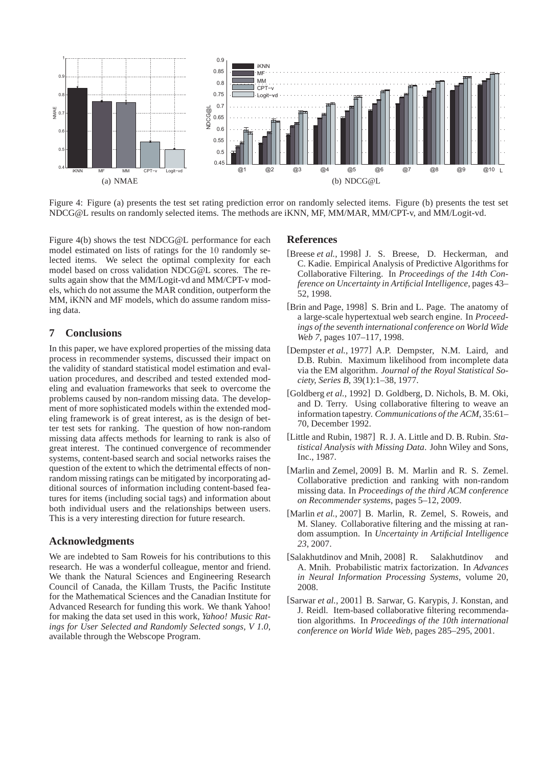1
0.9
0.8
0.7
0.6
0.5
0.4
NMAE
iKNN MF MM CPT−v Logit−vd

(a) NMAE

0.9
0.85
0.8
0.75
0.7
0.65
0.6
0.55
0.5
0.45
NDCG@L
iKNN
MF
MM
CPT−v
Logit−vd
@1 @2 @3 @4 @5 @6 @7 @8 @9 @10 L

(b) NDCG@L

Figure 4: Figure (a) presents the test set rating prediction error on randomly selected items. Figure (b) presents the test set NDCG@L results on randomly selected items. The methods are iKNN, MF, MM/MAR, MM/CPT-v, and MM/Logit-vd.

Figure 4(b) shows the test NDCG@L performance for each model estimated on lists of ratings for the 10 randomly selected items. We select the optimal complexity for each model based on cross validation NDCG@L scores. The results again show that the MM/Logit-vd and MM/CPT-v models, which do not assume the MAR condition, outperform the MM, iKNN and MF models, which do assume random missing data.

## 7 Conclusions

In this paper, we have explored properties of the missing data process in recommender systems, discussed their impact on the validity of standard statistical model estimation and evaluation procedures, and described and tested extended modeling and evaluation frameworks that seek to overcome the problems caused by non-random missing data. The development of more sophisticated models within the extended modeling framework is of great interest, as is the design of better test sets for ranking. The question of how non-random missing data affects methods for learning to rank is also of great interest. The continued convergence of recommender systems, content-based search and social networks raises the question of the extent to which the detrimental effects of non-random missing ratings can be mitigated by incorporating additional sources of information including content-based features for items (including social tags) and information about both individual users and the relationships between users. This is a very interesting direction for future research.

## Acknowledgments

We are indebted to Sam Roweis for his contributions to this research. He was a wonderful colleague, mentor and friend. We thank the Natural Sciences and Engineering Research Council of Canada, the Killam Trusts, the Pacific Institute for the Mathematical Sciences and the Canadian Institute for Advanced Research for funding this work. We thank Yahoo! for making the data set used in this work, *Yahoo! Music Ratings for User Selected and Randomly Selected songs, V 1.0*, available through the Webscope Program.

## References

[Breese *et al.*, 1998] J. S. Breese, D. Heckerman, and C. Kadie. Empirical Analysis of Predictive Algorithms for Collaborative Filtering. In *Proceedings of the 14th Conference on Uncertainty in Artificial Intelligence*, pages 43–52, 1998.

[Brin and Page, 1998] S. Brin and L. Page. The anatomy of a large-scale hypertextual web search engine. In *Proceedings of the seventh international conference on World Wide Web 7*, pages 107–117, 1998.

[Dempster *et al.*, 1977] A.P. Dempster, N.M. Laird, and D.B. Rubin. Maximum likelihood from incomplete data via the EM algorithm. *Journal of the Royal Statistical Society, Series B*, 39(1):1–38, 1977.

[Goldberg *et al.*, 1992] D. Goldberg, D. Nichols, B. M. Oki, and D. Terry. Using collaborative filtering to weave an information tapestry. *Communications of the ACM*, 35:61–70, December 1992.

[Little and Rubin, 1987] R. J. A. Little and D. B. Rubin. *Statistical Analysis with Missing Data*. John Wiley and Sons, Inc., 1987.

[Marlin and Zemel, 2009] B. M. Marlin and R. S. Zemel. Collaborative prediction and ranking with non-random missing data. In *Proceedings of the third ACM conference on Recommender systems*, pages 5–12, 2009.

[Marlin *et al.*, 2007] B. Marlin, R. Zemel, S. Roweis, and M. Slaney. Collaborative filtering and the missing at random assumption. In *Uncertainty in Artificial Intelligence 23*, 2007.

[Salakhutdinov and Mnih, 2008] R. Salakhutdinov and A. Mnih. Probabilistic matrix factorization. In *Advances in Neural Information Processing Systems*, volume 20, 2008.

[Sarwar *et al.*, 2001] B. Sarwar, G. Karypis, J. Konstan, and J. Reidl. Item-based collaborative filtering recommendation algorithms. In *Proceedings of the 10th international conference on World Wide Web*, pages 285–295, 2001.